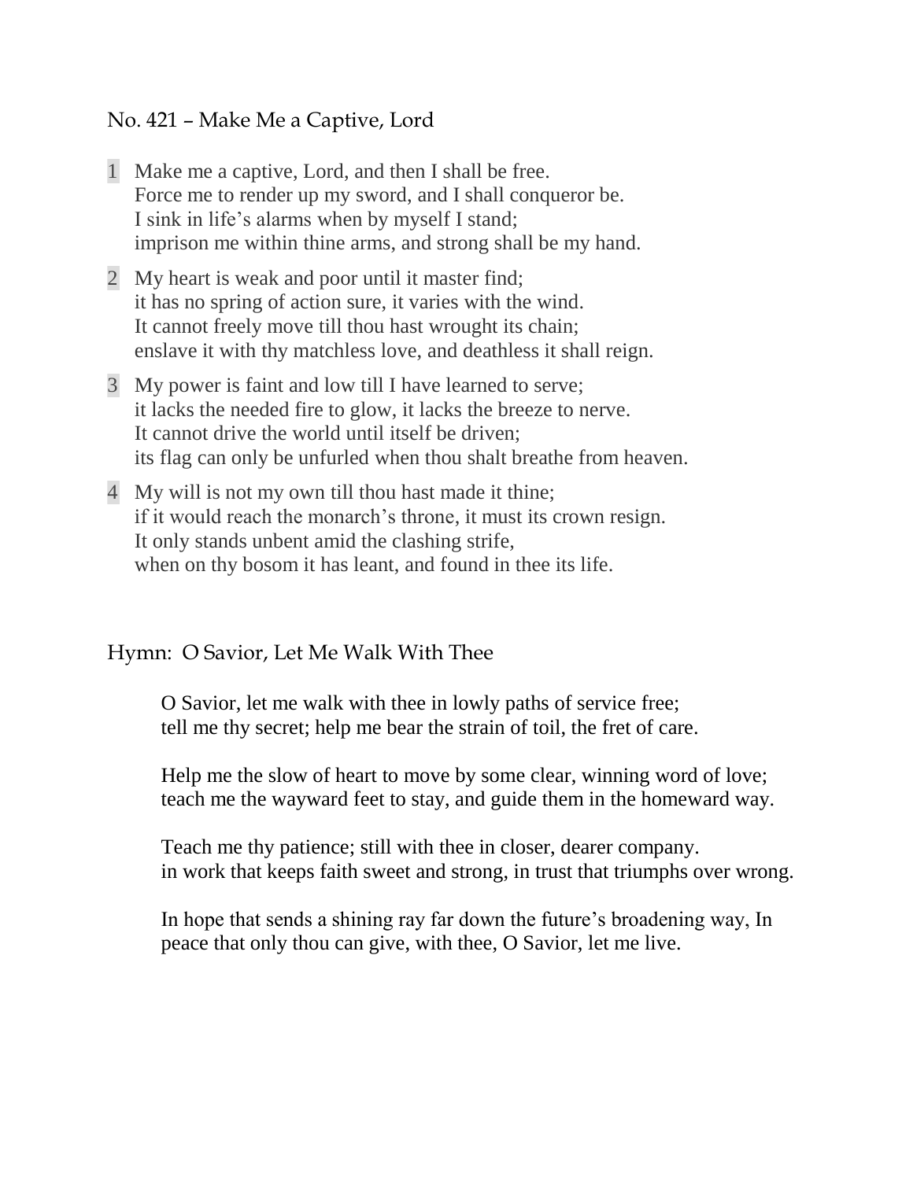## No. 421 – Make Me a Captive, Lord

1 Make me a captive, Lord, and then I shall be free.
Force me to render up my sword, and I shall conqueror be.
I sink in life's alarms when by myself I stand;
imprison me within thine arms, and strong shall be my hand.

2 My heart is weak and poor until it master find;
it has no spring of action sure, it varies with the wind.
It cannot freely move till thou hast wrought its chain;
enslave it with thy matchless love, and deathless it shall reign.

3 My power is faint and low till I have learned to serve;
it lacks the needed fire to glow, it lacks the breeze to nerve.
It cannot drive the world until itself be driven;
its flag can only be unfurled when thou shalt breathe from heaven.

4 My will is not my own till thou hast made it thine;
if it would reach the monarch's throne, it must its crown resign.
It only stands unbent amid the clashing strife,
when on thy bosom it has leant, and found in thee its life.

## Hymn: O Savior, Let Me Walk With Thee

O Savior, let me walk with thee in lowly paths of service free;
tell me thy secret; help me bear the strain of toil, the fret of care.

Help me the slow of heart to move by some clear, winning word of love;
teach me the wayward feet to stay, and guide them in the homeward way.

Teach me thy patience; still with thee in closer, dearer company.
in work that keeps faith sweet and strong, in trust that triumphs over wrong.

In hope that sends a shining ray far down the future's broadening way, In
peace that only thou can give, with thee, O Savior, let me live.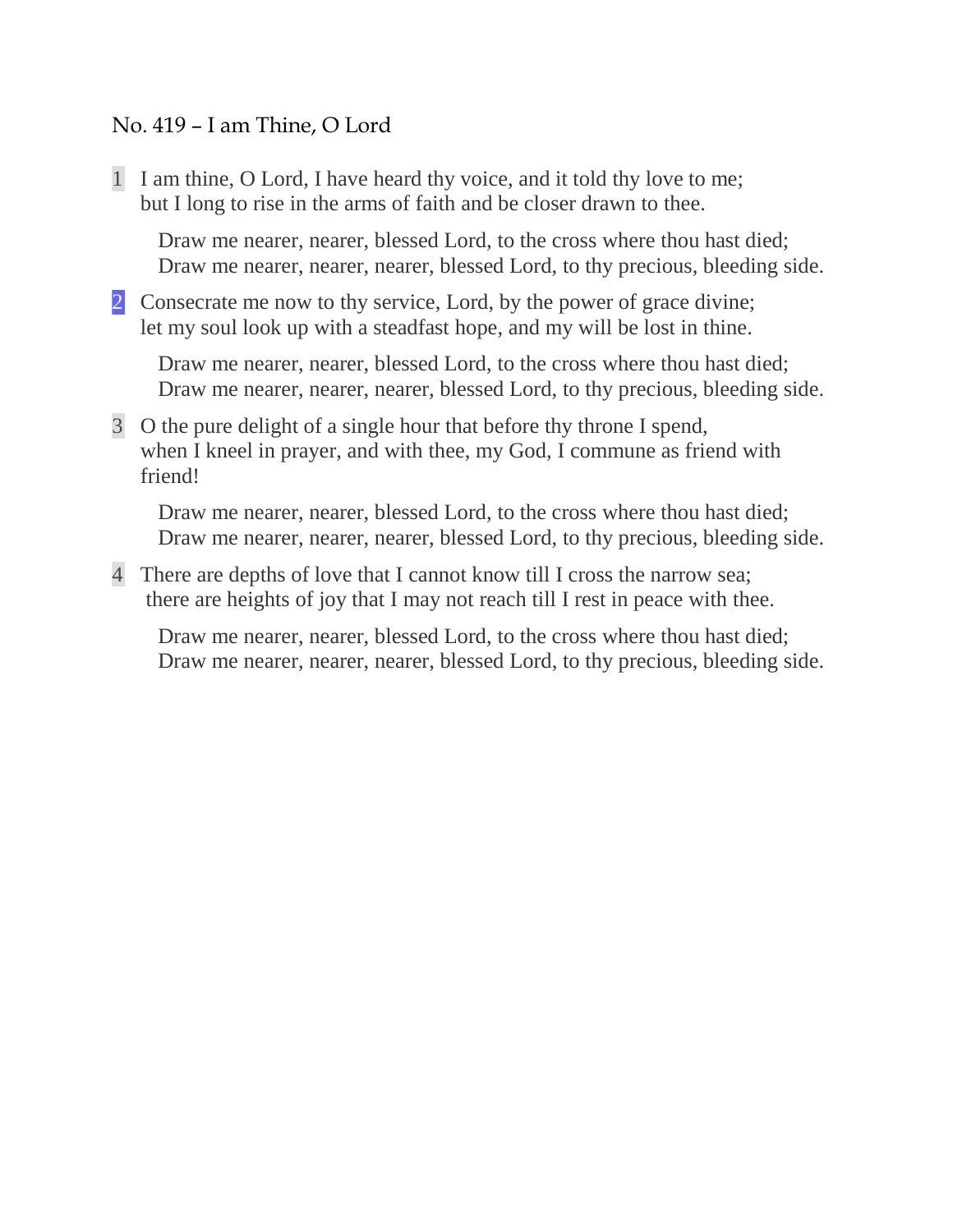No. 419 – I am Thine, O Lord

1 I am thine, O Lord, I have heard thy voice, and it told thy love to me;
but I long to rise in the arms of faith and be closer drawn to thee.

Draw me nearer, nearer, blessed Lord, to the cross where thou hast died;
Draw me nearer, nearer, nearer, blessed Lord, to thy precious, bleeding side.

2 Consecrate me now to thy service, Lord, by the power of grace divine;
let my soul look up with a steadfast hope, and my will be lost in thine.

Draw me nearer, nearer, blessed Lord, to the cross where thou hast died;
Draw me nearer, nearer, nearer, blessed Lord, to thy precious, bleeding side.

3 O the pure delight of a single hour that before thy throne I spend,
when I kneel in prayer, and with thee, my God, I commune as friend with friend!

Draw me nearer, nearer, blessed Lord, to the cross where thou hast died;
Draw me nearer, nearer, nearer, blessed Lord, to thy precious, bleeding side.

4 There are depths of love that I cannot know till I cross the narrow sea;
there are heights of joy that I may not reach till I rest in peace with thee.

Draw me nearer, nearer, blessed Lord, to the cross where thou hast died;
Draw me nearer, nearer, nearer, blessed Lord, to thy precious, bleeding side.